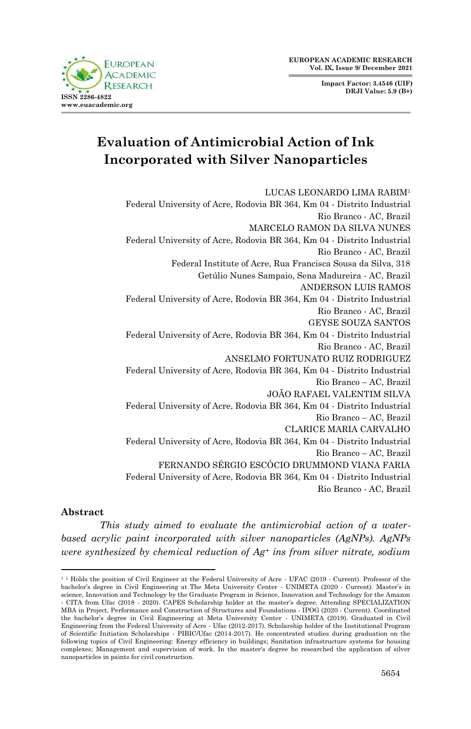# Evaluation of Antimicrobial Action of Ink Incorporated with Silver Nanoparticles

LUCAS LEONARDO LIMA RABIM[1]
Federal University of Acre, Rodovia BR 364, Km 04 - Distrito Industrial
Rio Branco - AC, Brazil

MARCELO RAMON DA SILVA NUNES
Federal University of Acre, Rodovia BR 364, Km 04 - Distrito Industrial
Rio Branco - AC, Brazil
Federal Institute of Acre, Rua Francisca Sousa da Silva, 318
Getúlio Nunes Sampaio, Sena Madureira - AC, Brazil

ANDERSON LUIS RAMOS
Federal University of Acre, Rodovia BR 364, Km 04 - Distrito Industrial
Rio Branco - AC, Brazil

GEYSE SOUZA SANTOS
Federal University of Acre, Rodovia BR 364, Km 04 - Distrito Industrial
Rio Branco - AC, Brazil

ANSELMO FORTUNATO RUIZ RODRIGUEZ
Federal University of Acre, Rodovia BR 364, Km 04 - Distrito Industrial
Rio Branco – AC, Brazil

JOÃO RAFAEL VALENTIM SILVA
Federal University of Acre, Rodovia BR 364, Km 04 - Distrito Industrial
Rio Branco – AC, Brazil

CLARICE MARIA CARVALHO
Federal University of Acre, Rodovia BR 364, Km 04 - Distrito Industrial
Rio Branco – AC, Brazil

FERNANDO SÉRGIO ESCÓCIO DRUMMOND VIANA FARIA
Federal University of Acre, Rodovia BR 364, Km 04 - Distrito Industrial
Rio Branco - AC, Brazil

## Abstract

*This study aimed to evaluate the antimicrobial action of a water-based acrylic paint incorporated with silver nanoparticles (AgNPs). AgNPs were synthesized by chemical reduction of $Ag^{+}$ ins from silver nitrate, sodium*

---

[1] Holds the position of Civil Engineer at the Federal University of Acre - UFAC (2019 - Current). Professor of the bachelor's degree in Civil Engineering at The Meta University Center - UNIMETA (2020 - Current). Master's in science, Innovation and Technology by the Graduate Program in Science, Innovation and Technology for the Amazon - CITA from Ufac (2018 - 2020). CAPES Scholarship holder at the master's degree. Attending SPECIALIZATION MBA in Project, Performance and Construction of Structures and Foundations - IPOG (2020 - Current). Coordinated the bachelor's degree in Civil Engineering at Meta University Center - UNIMETA (2019). Graduated in Civil Engineering from the Federal University of Acre - Ufac (2012-2017). Scholarship holder of the Institutional Program of Scientific Initiation Scholarships - PIBIC/Ufac (2014-2017). He concentrated studies during graduation on the following topics of Civil Engineering: Energy efficiency in buildings; Sanitation infrastructure systems for housing complexes; Management and supervision of work. In the master's degree he researched the application of silver nanoparticles in paints for civil construction.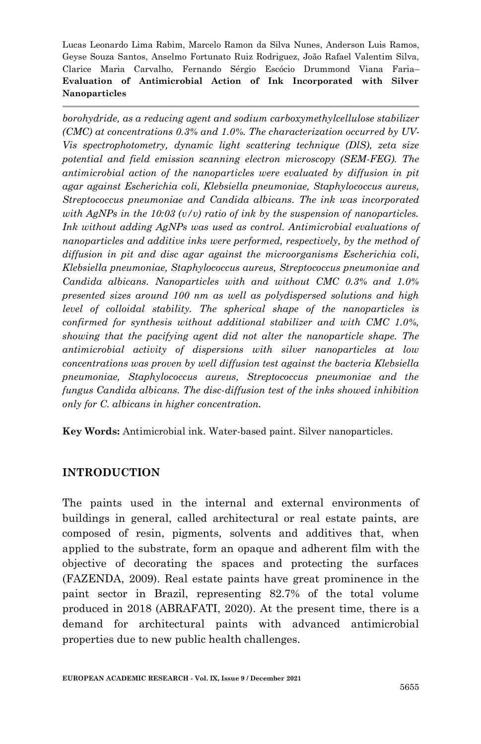*borohydride, as a reducing agent and sodium carboxymethylcellulose stabilizer (CMC) at concentrations 0.3% and 1.0%. The characterization occurred by UV-Vis spectrophotometry, dynamic light scattering technique (DlS), zeta size potential and field emission scanning electron microscopy (SEM-FEG). The antimicrobial action of the nanoparticles were evaluated by diffusion in pit agar against Escherichia coli, Klebsiella pneumoniae, Staphylococcus aureus, Streptococcus pneumoniae and Candida albicans. The ink was incorporated with AgNPs in the 10:03 (v/v) ratio of ink by the suspension of nanoparticles. Ink without adding AgNPs was used as control. Antimicrobial evaluations of nanoparticles and additive inks were performed, respectively, by the method of diffusion in pit and disc agar against the microorganisms Escherichia coli, Klebsiella pneumoniae, Staphylococcus aureus, Streptococcus pneumoniae and Candida albicans. Nanoparticles with and without CMC 0.3% and 1.0% presented sizes around 100 nm as well as polydispersed solutions and high level of colloidal stability. The spherical shape of the nanoparticles is confirmed for synthesis without additional stabilizer and with CMC 1.0%, showing that the pacifying agent did not alter the nanoparticle shape. The antimicrobial activity of dispersions with silver nanoparticles at low concentrations was proven by well diffusion test against the bacteria Klebsiella pneumoniae, Staphylococcus aureus, Streptococcus pneumoniae and the fungus Candida albicans. The disc-diffusion test of the inks showed inhibition only for C. albicans in higher concentration.*

**Key Words:** Antimicrobial ink. Water-based paint. Silver nanoparticles.

## INTRODUCTION

The paints used in the internal and external environments of buildings in general, called architectural or real estate paints, are composed of resin, pigments, solvents and additives that, when applied to the substrate, form an opaque and adherent film with the objective of decorating the spaces and protecting the surfaces (FAZENDA, 2009). Real estate paints have great prominence in the paint sector in Brazil, representing 82.7% of the total volume produced in 2018 (ABRAFATI, 2020). At the present time, there is a demand for architectural paints with advanced antimicrobial properties due to new public health challenges.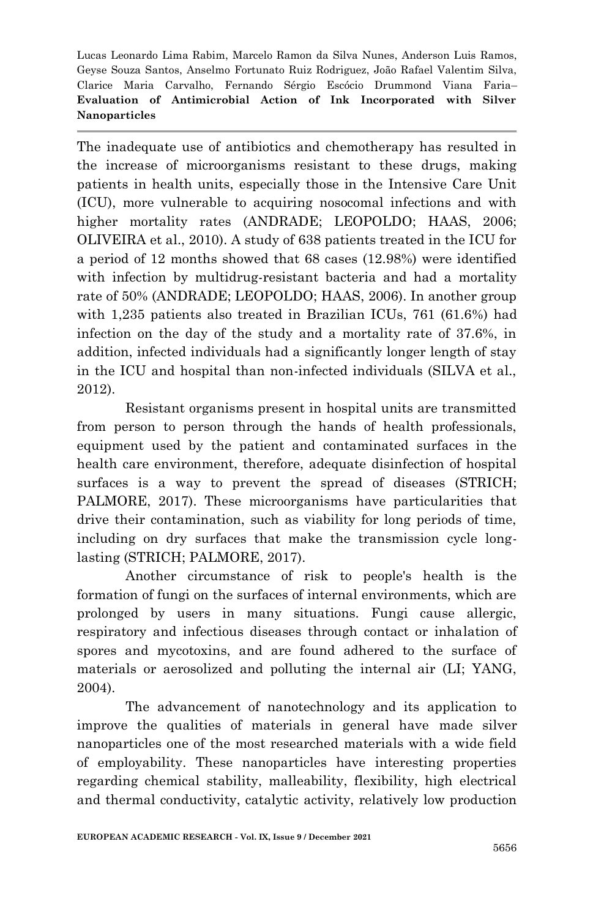The inadequate use of antibiotics and chemotherapy has resulted in the increase of microorganisms resistant to these drugs, making patients in health units, especially those in the Intensive Care Unit (ICU), more vulnerable to acquiring nosocomal infections and with higher mortality rates (ANDRADE; LEOPOLDO; HAAS, 2006; OLIVEIRA et al., 2010). A study of 638 patients treated in the ICU for a period of 12 months showed that 68 cases (12.98%) were identified with infection by multidrug-resistant bacteria and had a mortality rate of 50% (ANDRADE; LEOPOLDO; HAAS, 2006). In another group with 1,235 patients also treated in Brazilian ICUs, 761 (61.6%) had infection on the day of the study and a mortality rate of 37.6%, in addition, infected individuals had a significantly longer length of stay in the ICU and hospital than non-infected individuals (SILVA et al., 2012).

Resistant organisms present in hospital units are transmitted from person to person through the hands of health professionals, equipment used by the patient and contaminated surfaces in the health care environment, therefore, adequate disinfection of hospital surfaces is a way to prevent the spread of diseases (STRICH; PALMORE, 2017). These microorganisms have particularities that drive their contamination, such as viability for long periods of time, including on dry surfaces that make the transmission cycle long-lasting (STRICH; PALMORE, 2017).

Another circumstance of risk to people's health is the formation of fungi on the surfaces of internal environments, which are prolonged by users in many situations. Fungi cause allergic, respiratory and infectious diseases through contact or inhalation of spores and mycotoxins, and are found adhered to the surface of materials or aerosolized and polluting the internal air (LI; YANG, 2004).

The advancement of nanotechnology and its application to improve the qualities of materials in general have made silver nanoparticles one of the most researched materials with a wide field of employability. These nanoparticles have interesting properties regarding chemical stability, malleability, flexibility, high electrical and thermal conductivity, catalytic activity, relatively low production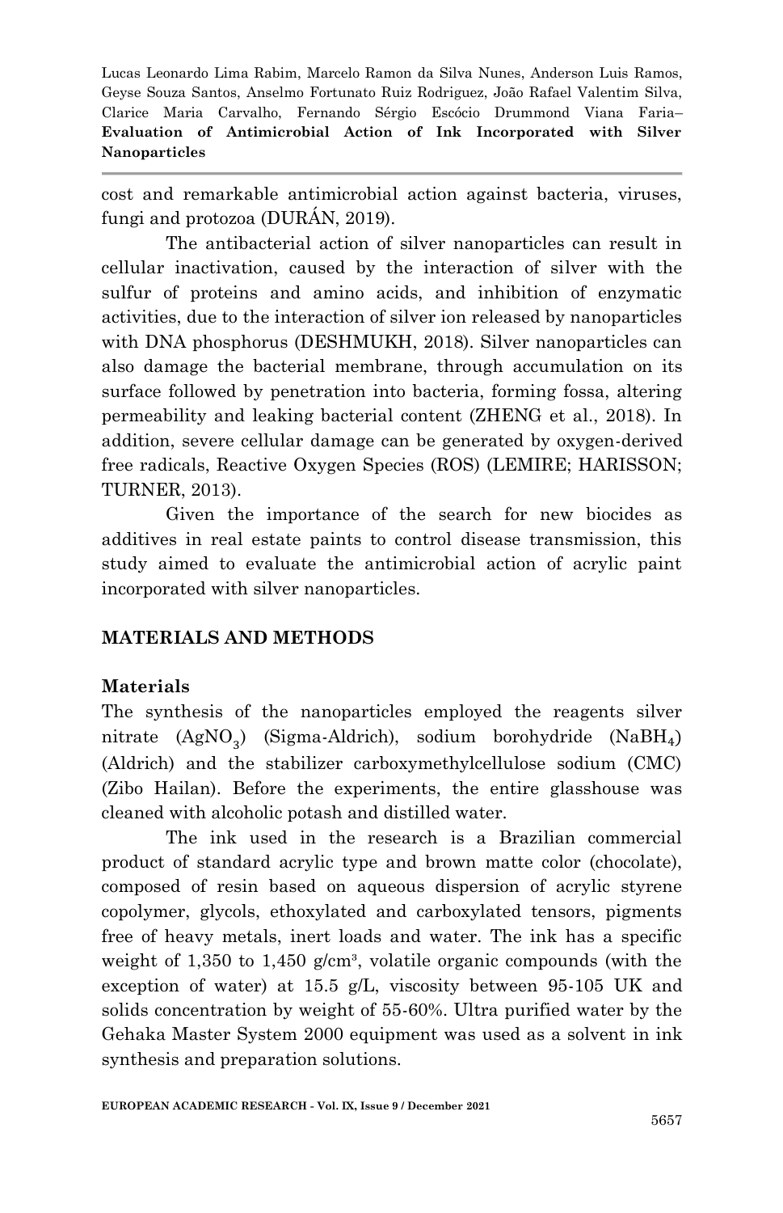cost and remarkable antimicrobial action against bacteria, viruses, fungi and protozoa (DURÁN, 2019).

The antibacterial action of silver nanoparticles can result in cellular inactivation, caused by the interaction of silver with the sulfur of proteins and amino acids, and inhibition of enzymatic activities, due to the interaction of silver ion released by nanoparticles with DNA phosphorus (DESHMUKH, 2018). Silver nanoparticles can also damage the bacterial membrane, through accumulation on its surface followed by penetration into bacteria, forming fossa, altering permeability and leaking bacterial content (ZHENG et al., 2018). In addition, severe cellular damage can be generated by oxygen-derived free radicals, Reactive Oxygen Species (ROS) (LEMIRE; HARISSON; TURNER, 2013).

Given the importance of the search for new biocides as additives in real estate paints to control disease transmission, this study aimed to evaluate the antimicrobial action of acrylic paint incorporated with silver nanoparticles.

## MATERIALS AND METHODS

### Materials

The synthesis of the nanoparticles employed the reagents silver nitrate ($AgNO_3$) (Sigma-Aldrich), sodium borohydride ($NaBH_4$) (Aldrich) and the stabilizer carboxymethylcellulose sodium (CMC) (Zibo Hailan). Before the experiments, the entire glasshouse was cleaned with alcoholic potash and distilled water.

The ink used in the research is a Brazilian commercial product of standard acrylic type and brown matte color (chocolate), composed of resin based on aqueous dispersion of acrylic styrene copolymer, glycols, ethoxylated and carboxylated tensors, pigments free of heavy metals, inert loads and water. The ink has a specific weight of 1,350 to 1,450 g/cm³, volatile organic compounds (with the exception of water) at 15.5 g/L, viscosity between 95-105 UK and solids concentration by weight of 55-60%. Ultra purified water by the Gehaka Master System 2000 equipment was used as a solvent in ink synthesis and preparation solutions.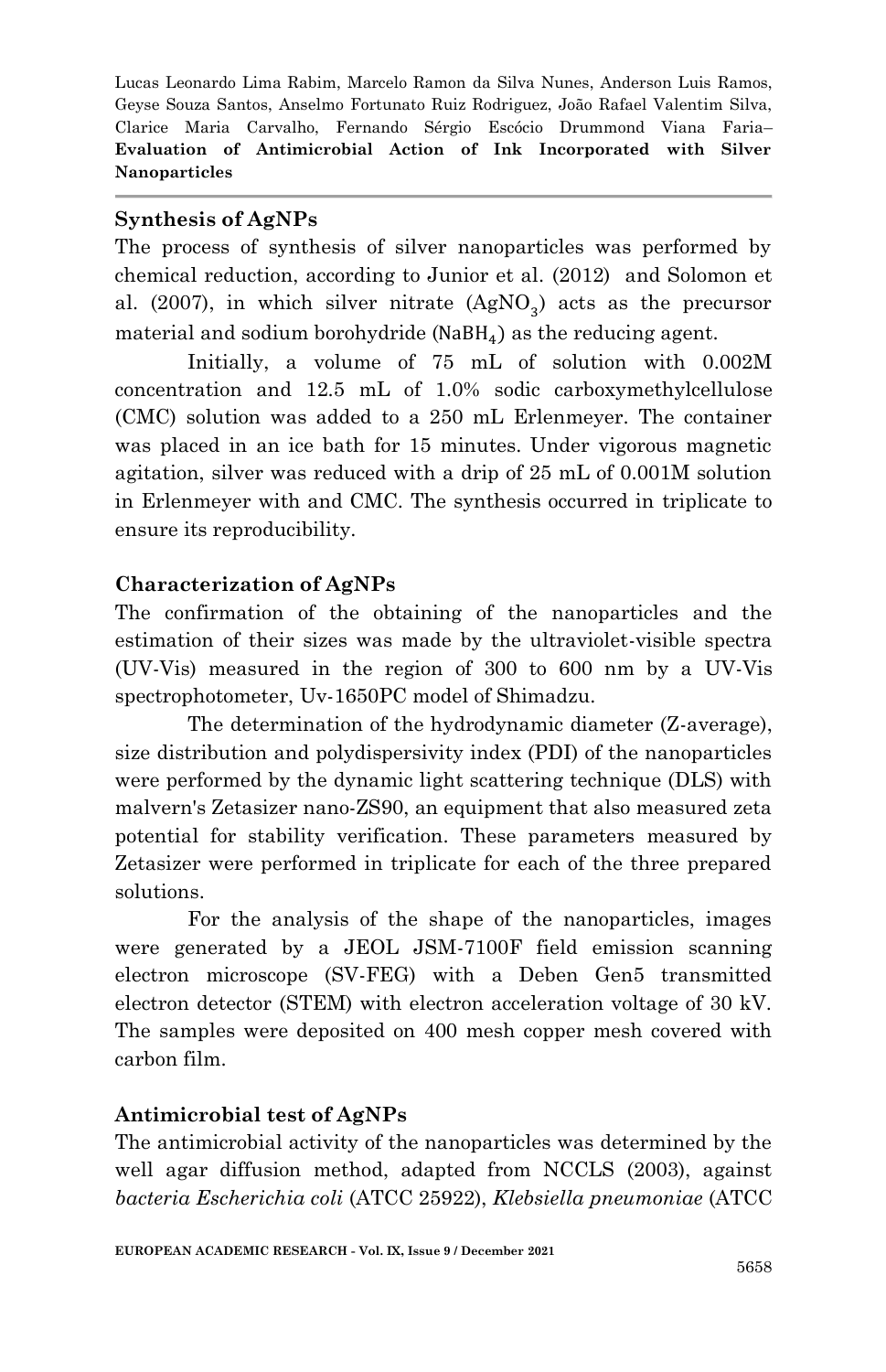## Synthesis of AgNPs

The process of synthesis of silver nanoparticles was performed by chemical reduction, according to Junior et al. (2012) and Solomon et al. (2007), in which silver nitrate ($AgNO_3$) acts as the precursor material and sodium borohydride ($NaBH_4$) as the reducing agent.

Initially, a volume of 75 mL of solution with 0.002M concentration and 12.5 mL of 1.0% sodic carboxymethylcellulose (CMC) solution was added to a 250 mL Erlenmeyer. The container was placed in an ice bath for 15 minutes. Under vigorous magnetic agitation, silver was reduced with a drip of 25 mL of 0.001M solution in Erlenmeyer with and CMC. The synthesis occurred in triplicate to ensure its reproducibility.

## Characterization of AgNPs

The confirmation of the obtaining of the nanoparticles and the estimation of their sizes was made by the ultraviolet-visible spectra (UV-Vis) measured in the region of 300 to 600 nm by a UV-Vis spectrophotometer, Uv-1650PC model of Shimadzu.

The determination of the hydrodynamic diameter (Z-average), size distribution and polydispersivity index (PDI) of the nanoparticles were performed by the dynamic light scattering technique (DLS) with malvern's Zetasizer nano-ZS90, an equipment that also measured zeta potential for stability verification. These parameters measured by Zetasizer were performed in triplicate for each of the three prepared solutions.

For the analysis of the shape of the nanoparticles, images were generated by a JEOL JSM-7100F field emission scanning electron microscope (SV-FEG) with a Deben Gen5 transmitted electron detector (STEM) with electron acceleration voltage of 30 kV. The samples were deposited on 400 mesh copper mesh covered with carbon film.

## Antimicrobial test of AgNPs

The antimicrobial activity of the nanoparticles was determined by the well agar diffusion method, adapted from NCCLS (2003), against *bacteria Escherichia coli* (ATCC 25922), *Klebsiella pneumoniae* (ATCC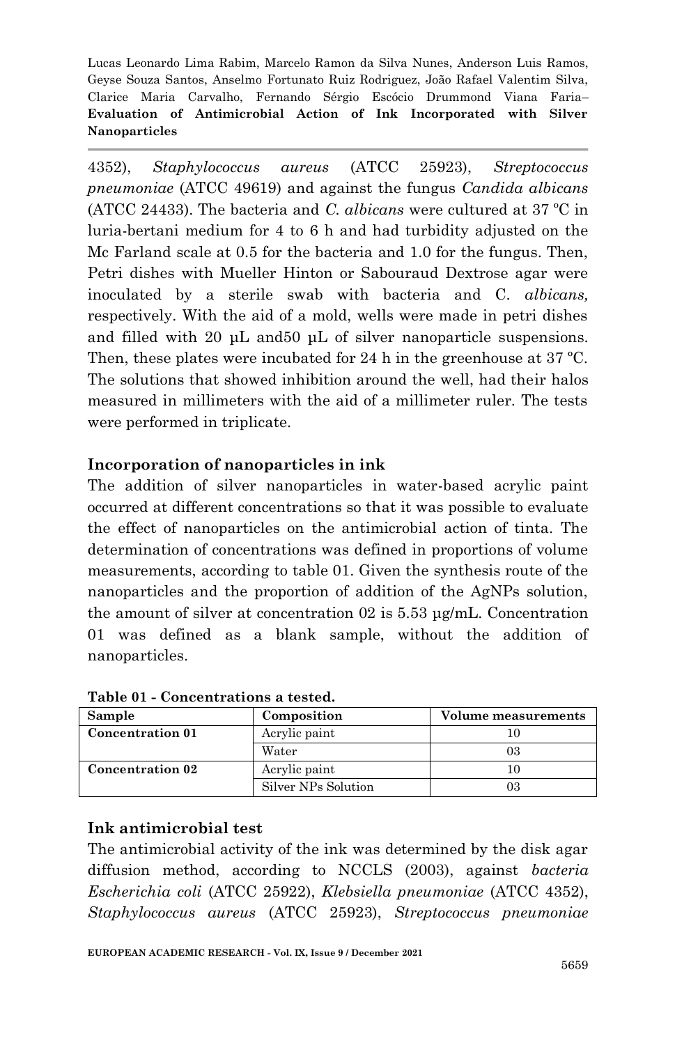4352), *Staphylococcus aureus* (ATCC 25923), *Streptococcus pneumoniae* (ATCC 49619) and against the fungus *Candida albicans* (ATCC 24433). The bacteria and *C. albicans* were cultured at 37 ºC in luria-bertani medium for 4 to 6 h and had turbidity adjusted on the Mc Farland scale at 0.5 for the bacteria and 1.0 for the fungus. Then, Petri dishes with Mueller Hinton or Sabouraud Dextrose agar were inoculated by a sterile swab with bacteria and C. *albicans,* respectively. With the aid of a mold, wells were made in petri dishes and filled with 20 µL and50 µL of silver nanoparticle suspensions. Then, these plates were incubated for 24 h in the greenhouse at 37 ºC. The solutions that showed inhibition around the well, had their halos measured in millimeters with the aid of a millimeter ruler. The tests were performed in triplicate.

### Incorporation of nanoparticles in ink

The addition of silver nanoparticles in water-based acrylic paint occurred at different concentrations so that it was possible to evaluate the effect of nanoparticles on the antimicrobial action of tinta. The determination of concentrations was defined in proportions of volume measurements, according to table 01. Given the synthesis route of the nanoparticles and the proportion of addition of the AgNPs solution, the amount of silver at concentration 02 is 5.53 µg/mL. Concentration 01 was defined as a blank sample, without the addition of nanoparticles.

**Table 01 - Concentrations a tested.**

| Sample | Composition | Volume measurements |
|---|---|---|
| **Concentration 01** | Acrylic paint | 10 |
| | Water | 03 |
| **Concentration 02** | Acrylic paint | 10 |
| | Silver NPs Solution | 03 |

### Ink antimicrobial test

The antimicrobial activity of the ink was determined by the disk agar diffusion method, according to NCCLS (2003), against *bacteria Escherichia coli* (ATCC 25922), *Klebsiella pneumoniae* (ATCC 4352), *Staphylococcus aureus* (ATCC 25923), *Streptococcus pneumoniae*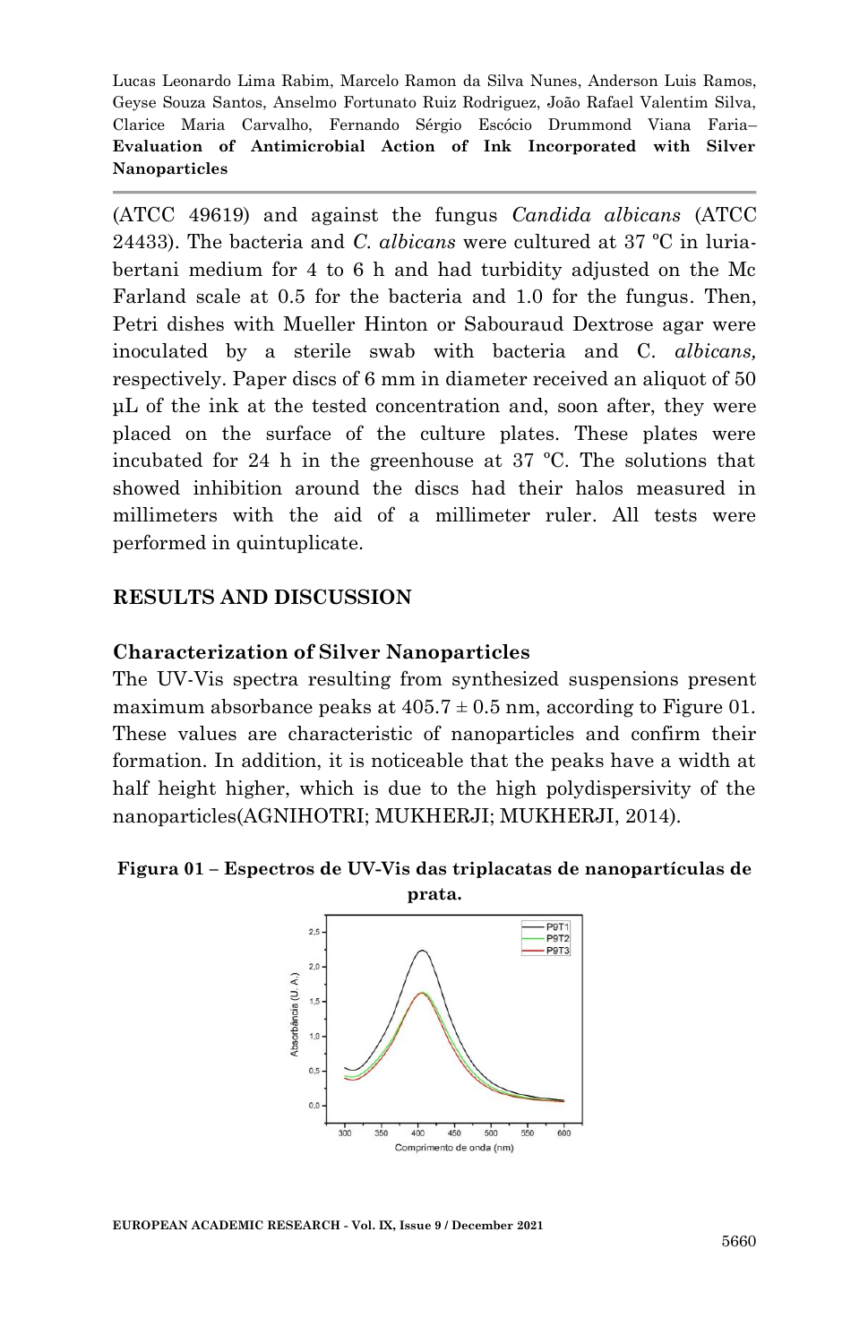(ATCC 49619) and against the fungus *Candida albicans* (ATCC 24433). The bacteria and *C. albicans* were cultured at 37 ºC in luria-bertani medium for 4 to 6 h and had turbidity adjusted on the Mc Farland scale at 0.5 for the bacteria and 1.0 for the fungus. Then, Petri dishes with Mueller Hinton or Sabouraud Dextrose agar were inoculated by a sterile swab with bacteria and C. *albicans,* respectively. Paper discs of 6 mm in diameter received an aliquot of 50 µL of the ink at the tested concentration and, soon after, they were placed on the surface of the culture plates. These plates were incubated for 24 h in the greenhouse at 37 ºC. The solutions that showed inhibition around the discs had their halos measured in millimeters with the aid of a millimeter ruler. All tests were performed in quintuplicate.

## RESULTS AND DISCUSSION

### Characterization of Silver Nanoparticles

The UV-Vis spectra resulting from synthesized suspensions present maximum absorbance peaks at 405.7 ± 0.5 nm, according to Figure 01. These values are characteristic of nanoparticles and confirm their formation. In addition, it is noticeable that the peaks have a width at half height higher, which is due to the high polydispersivity of the nanoparticles(AGNIHOTRI; MUKHERJI; MUKHERJI, 2014).

**Figura 01 – Espectros de UV-Vis das triplacatas de nanopartículas de prata.**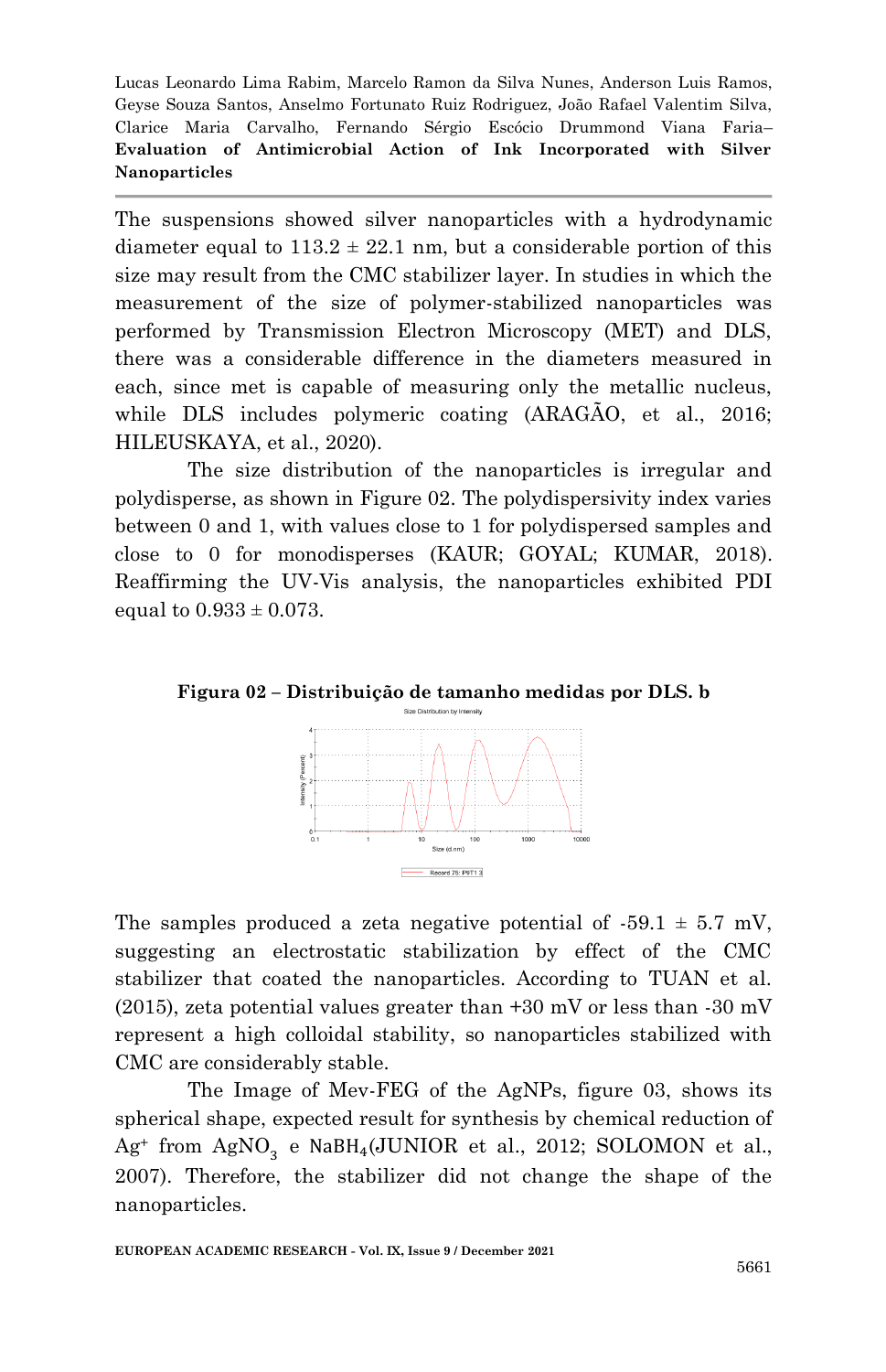The suspensions showed silver nanoparticles with a hydrodynamic diameter equal to 113.2 ± 22.1 nm, but a considerable portion of this size may result from the CMC stabilizer layer. In studies in which the measurement of the size of polymer-stabilized nanoparticles was performed by Transmission Electron Microscopy (MET) and DLS, there was a considerable difference in the diameters measured in each, since met is capable of measuring only the metallic nucleus, while DLS includes polymeric coating (ARAGÃO, et al., 2016; HILEUSKAYA, et al., 2020).

The size distribution of the nanoparticles is irregular and polydisperse, as shown in Figure 02. The polydispersivity index varies between 0 and 1, with values close to 1 for polydispersed samples and close to 0 for monodisperses (KAUR; GOYAL; KUMAR, 2018). Reaffirming the UV-Vis analysis, the nanoparticles exhibited PDI equal to 0.933 ± 0.073.

**Figura 02 – Distribuição de tamanho medidas por DLS. b**

The samples produced a zeta negative potential of -59.1 ± 5.7 mV, suggesting an electrostatic stabilization by effect of the CMC stabilizer that coated the nanoparticles. According to TUAN et al. (2015), zeta potential values greater than +30 mV or less than -30 mV represent a high colloidal stability, so nanoparticles stabilized with CMC are considerably stable.

The Image of Mev-FEG of the AgNPs, figure 03, shows its spherical shape, expected result for synthesis by chemical reduction of $Ag^+$ from $AgNO_3$ e $NaBH_4$(JUNIOR et al., 2012; SOLOMON et al., 2007). Therefore, the stabilizer did not change the shape of the nanoparticles.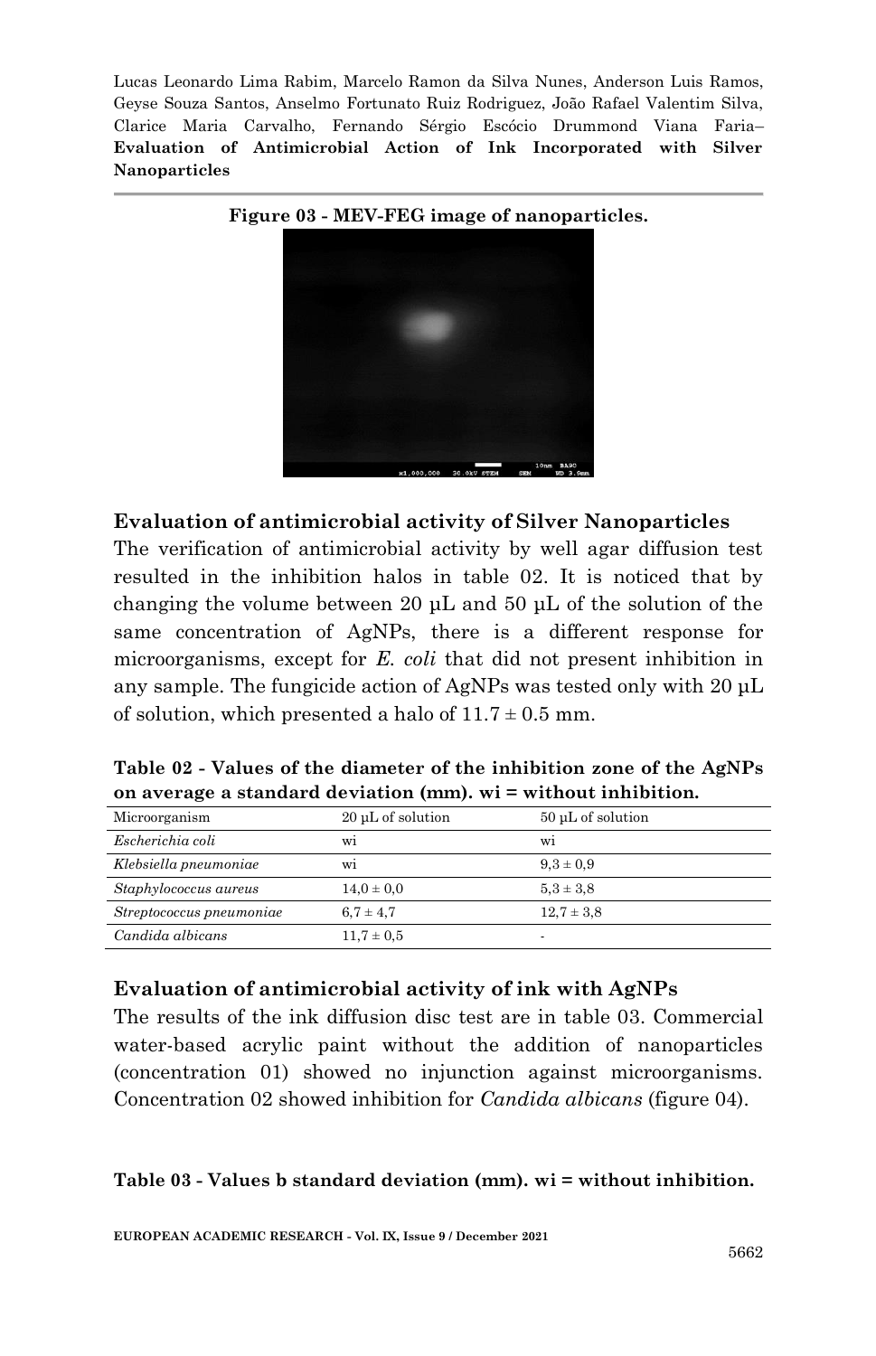**Figure 03 - MEV-FEG image of nanoparticles.**

### Evaluation of antimicrobial activity of Silver Nanoparticles

The verification of antimicrobial activity by well agar diffusion test resulted in the inhibition halos in table 02. It is noticed that by changing the volume between 20 µL and 50 µL of the solution of the same concentration of AgNPs, there is a different response for microorganisms, except for *E. coli* that did not present inhibition in any sample. The fungicide action of AgNPs was tested only with 20 µL of solution, which presented a halo of $11.7 \pm 0.5$ mm.

**Table 02 - Values of the diameter of the inhibition zone of the AgNPs on average a standard deviation (mm). wi = without inhibition.**

| Microorganism | 20 µL of solution | 50 µL of solution |
|---|---|---|
| *Escherichia coli* | wi | wi |
| *Klebsiella pneumoniae* | wi | $9,3 \pm 0,9$ |
| *Staphylococcus aureus* | $14,0 \pm 0,0$ | $5,3 \pm 3,8$ |
| *Streptococcus pneumoniae* | $6,7 \pm 4,7$ | $12,7 \pm 3,8$ |
| *Candida albicans* | $11,7 \pm 0,5$ | - |

### Evaluation of antimicrobial activity of ink with AgNPs

The results of the ink diffusion disc test are in table 03. Commercial water-based acrylic paint without the addition of nanoparticles (concentration 01) showed no injunction against microorganisms. Concentration 02 showed inhibition for *Candida albicans* (figure 04).

**Table 03 - Values b standard deviation (mm). wi = without inhibition.**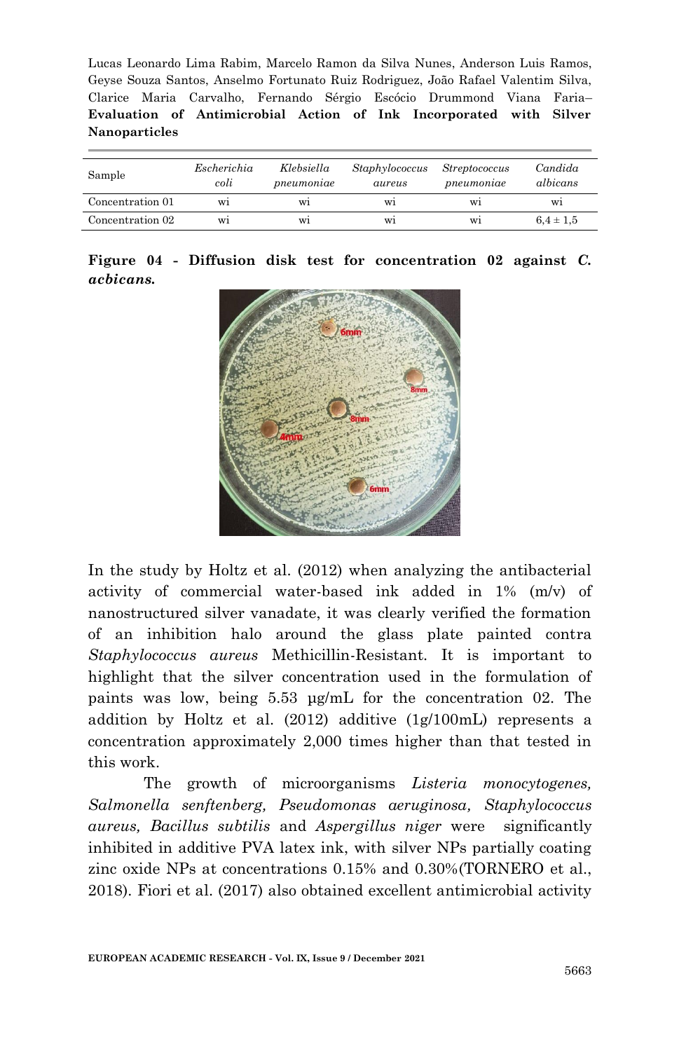| Sample | *Escherichia coli* | *Klebsiella pneumoniae* | *Staphylococcus aureus* | *Streptococcus pneumoniae* | *Candida albicans* |
|---|---|---|---|---|---|
| Concentration 01 | wi | wi | wi | wi | wi |
| Concentration 02 | wi | wi | wi | wi | 6,4 ± 1,5 |

**Figure 04 - Diffusion disk test for concentration 02 against *C. acbicans.***

In the study by Holtz et al. (2012) when analyzing the antibacterial activity of commercial water-based ink added in 1% (m/v) of nanostructured silver vanadate, it was clearly verified the formation of an inhibition halo around the glass plate painted contra *Staphylococcus aureus* Methicillin-Resistant. It is important to highlight that the silver concentration used in the formulation of paints was low, being 5.53 µg/mL for the concentration 02. The addition by Holtz et al. (2012) additive (1g/100mL) represents a concentration approximately 2,000 times higher than that tested in this work.

The growth of microorganisms *Listeria monocytogenes, Salmonella senftenberg, Pseudomonas aeruginosa, Staphylococcus aureus, Bacillus subtilis* and *Aspergillus niger* were significantly inhibited in additive PVA latex ink, with silver NPs partially coating zinc oxide NPs at concentrations 0.15% and 0.30%(TORNERO et al., 2018). Fiori et al. (2017) also obtained excellent antimicrobial activity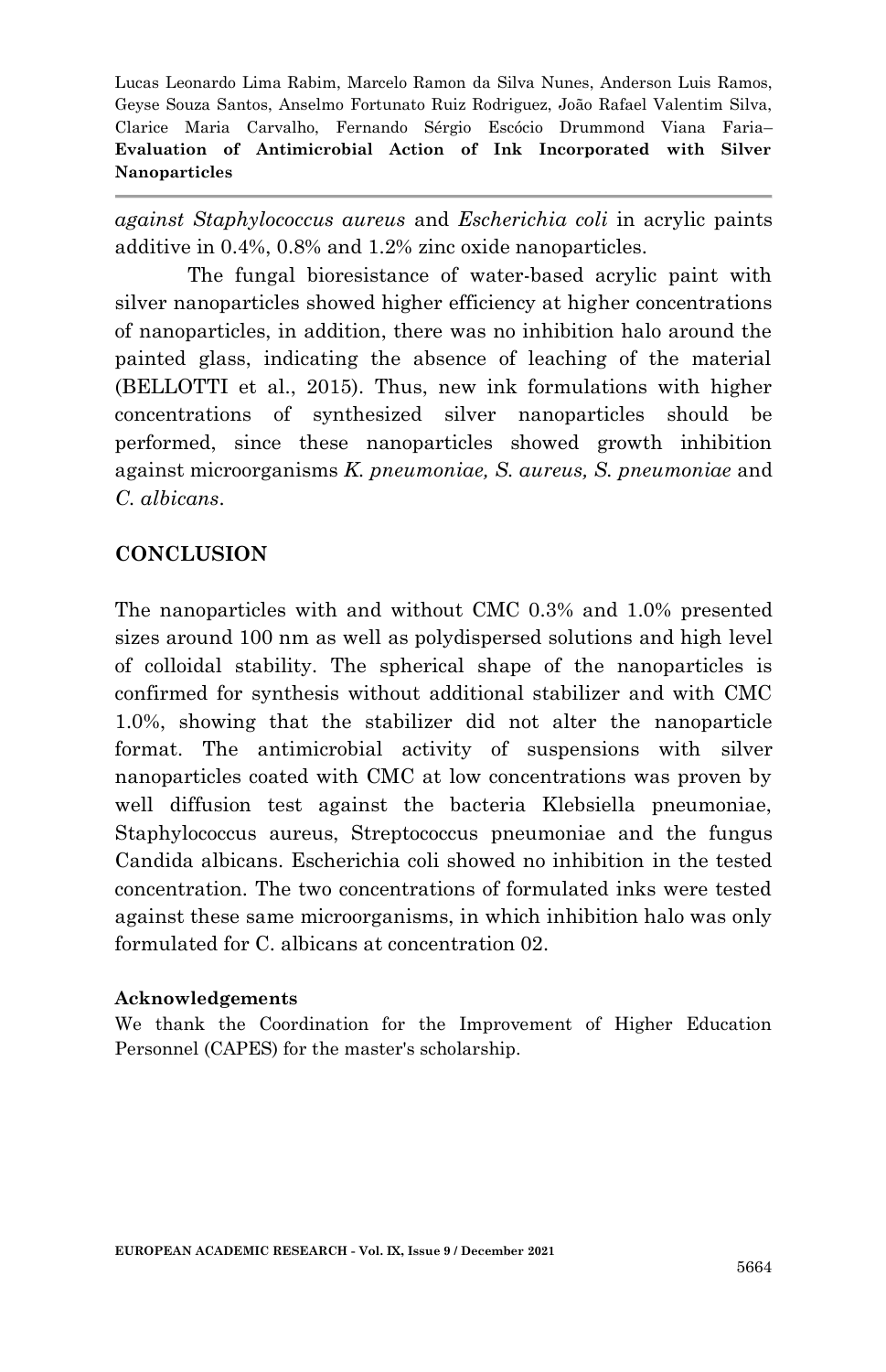*against Staphylococcus aureus* and *Escherichia coli* in acrylic paints additive in 0.4%, 0.8% and 1.2% zinc oxide nanoparticles.

The fungal bioresistance of water-based acrylic paint with silver nanoparticles showed higher efficiency at higher concentrations of nanoparticles, in addition, there was no inhibition halo around the painted glass, indicating the absence of leaching of the material (BELLOTTI et al., 2015). Thus, new ink formulations with higher concentrations of synthesized silver nanoparticles should be performed, since these nanoparticles showed growth inhibition against microorganisms *K. pneumoniae, S. aureus, S. pneumoniae* and *C. albicans*.

## CONCLUSION

The nanoparticles with and without CMC 0.3% and 1.0% presented sizes around 100 nm as well as polydispersed solutions and high level of colloidal stability. The spherical shape of the nanoparticles is confirmed for synthesis without additional stabilizer and with CMC 1.0%, showing that the stabilizer did not alter the nanoparticle format. The antimicrobial activity of suspensions with silver nanoparticles coated with CMC at low concentrations was proven by well diffusion test against the bacteria Klebsiella pneumoniae, Staphylococcus aureus, Streptococcus pneumoniae and the fungus Candida albicans. Escherichia coli showed no inhibition in the tested concentration. The two concentrations of formulated inks were tested against these same microorganisms, in which inhibition halo was only formulated for C. albicans at concentration 02.

### Acknowledgements

We thank the Coordination for the Improvement of Higher Education Personnel (CAPES) for the master's scholarship.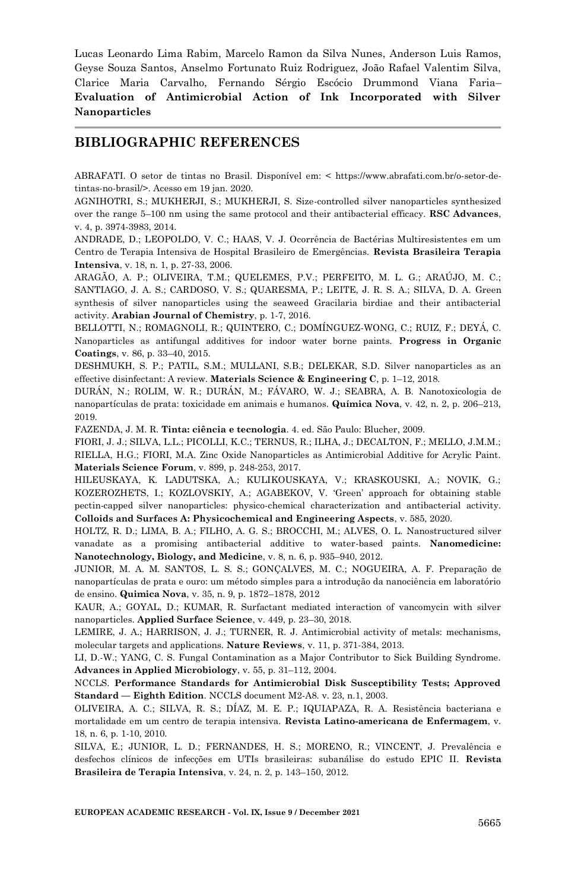## BIBLIOGRAPHIC REFERENCES

ABRAFATI. O setor de tintas no Brasil. Disponível em: < https://www.abrafati.com.br/o-setor-de-tintas-no-brasil/>. Acesso em 19 jan. 2020.

AGNIHOTRI, S.; MUKHERJI, S.; MUKHERJI, S. Size-controlled silver nanoparticles synthesized over the range 5–100 nm using the same protocol and their antibacterial efficacy. **RSC Advances**, v. 4, p. 3974-3983, 2014.

ANDRADE, D.; LEOPOLDO, V. C.; HAAS, V. J. Ocorrência de Bactérias Multiresistentes em um Centro de Terapia Intensiva de Hospital Brasileiro de Emergências. **Revista Brasileira Terapia Intensiva**, v. 18, n. 1, p. 27-33, 2006.

ARAGÃO, A. P.; OLIVEIRA, T.M.; QUELEMES, P.V.; PERFEITO, M. L. G.; ARAÚJO, M. C.; SANTIAGO, J. A. S.; CARDOSO, V. S.; QUARESMA, P.; LEITE, J. R. S. A.; SILVA, D. A. Green synthesis of silver nanoparticles using the seaweed Gracilaria birdiae and their antibacterial activity. **Arabian Journal of Chemistry**, p. 1-7, 2016.

BELLOTTI, N.; ROMAGNOLI, R.; QUINTERO, C.; DOMÍNGUEZ-WONG, C.; RUIZ, F.; DEYÁ, C. Nanoparticles as antifungal additives for indoor water borne paints. **Progress in Organic Coatings**, v. 86, p. 33–40, 2015.

DESHMUKH, S. P.; PATIL, S.M.; MULLANI, S.B.; DELEKAR, S.D. Silver nanoparticles as an effective disinfectant: A review. **Materials Science & Engineering C**, p. 1–12, 2018.

DURÁN, N.; ROLIM, W. R.; DURÁN, M.; FÁVARO, W. J.; SEABRA, A. B. Nanotoxicologia de nanopartículas de prata: toxicidade em animais e humanos. **Química Nova**, v. 42, n. 2, p. 206–213, 2019.

FAZENDA, J. M. R. **Tinta: ciência e tecnologia**. 4. ed. São Paulo: Blucher, 2009.

FIORI, J. J.; SILVA, L.L.; PICOLLI, K.C.; TERNUS, R.; ILHA, J.; DECALTON, F.; MELLO, J.M.M.; RIELLA, H.G.; FIORI, M.A. Zinc Oxide Nanoparticles as Antimicrobial Additive for Acrylic Paint. **Materials Science Forum**, v. 899, p. 248-253, 2017.

HILEUSKAYA, K. LADUTSKA, A.; KULIKOUSKAYA, V.; KRASKOUSKI, A.; NOVIK, G.; KOZEROZHETS, I.; KOZLOVSKIY, A.; AGABEKOV, V. 'Green' approach for obtaining stable pectin-capped silver nanoparticles: physico-chemical characterization and antibacterial activity. **Colloids and Surfaces A: Physicochemical and Engineering Aspects**, v. 585, 2020.

HOLTZ, R. D.; LIMA, B. A.; FILHO, A. G. S.; BROCCHI, M.; ALVES, O. L. Nanostructured silver vanadate as a promising antibacterial additive to water-based paints. **Nanomedicine: Nanotechnology, Biology, and Medicine**, v. 8, n. 6, p. 935–940, 2012.

JUNIOR, M. A. M. SANTOS, L. S. S.; GONÇALVES, M. C.; NOGUEIRA, A. F. Preparação de nanopartículas de prata e ouro: um método simples para a introdução da nanociência em laboratório de ensino. **Quimica Nova**, v. 35, n. 9, p. 1872–1878, 2012

KAUR, A.; GOYAL, D.; KUMAR, R. Surfactant mediated interaction of vancomycin with silver nanoparticles. **Applied Surface Science**, v. 449, p. 23–30, 2018.

LEMIRE, J. A.; HARRISON, J. J.; TURNER, R. J. Antimicrobial activity of metals: mechanisms, molecular targets and applications. **Nature Reviews**, v. 11, p. 371-384, 2013.

LI, D.-W.; YANG, C. S. Fungal Contamination as a Major Contributor to Sick Building Syndrome. **Advances in Applied Microbiology**, v. 55, p. 31–112, 2004.

NCCLS. **Performance Standards for Antimicrobial Disk Susceptibility Tests; Approved Standard — Eighth Edition**. NCCLS document M2-A8. v. 23, n.1, 2003.

OLIVEIRA, A. C.; SILVA, R. S.; DÍAZ, M. E. P.; IQUIAPAZA, R. A. Resistência bacteriana e mortalidade em um centro de terapia intensiva. **Revista Latino-americana de Enfermagem**, v. 18, n. 6, p. 1-10, 2010.

SILVA, E.; JUNIOR, L. D.; FERNANDES, H. S.; MORENO, R.; VINCENT, J. Prevalência e desfechos clínicos de infecções em UTIs brasileiras: subanálise do estudo EPIC II. **Revista Brasileira de Terapia Intensiva**, v. 24, n. 2, p. 143–150, 2012.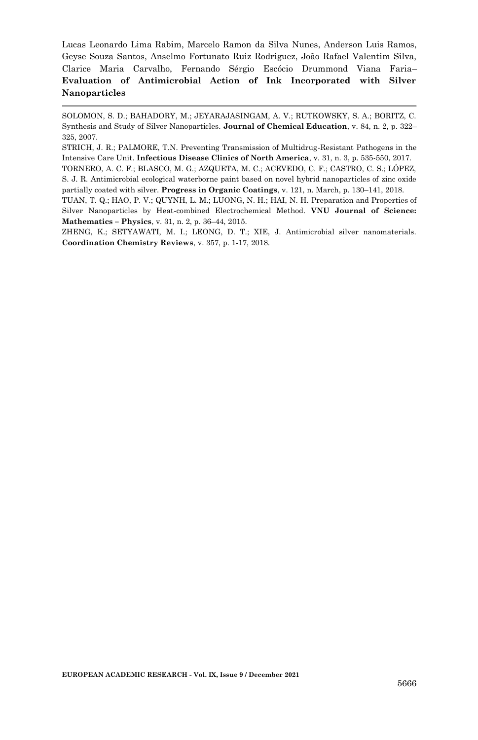SOLOMON, S. D.; BAHADORY, M.; JEYARAJASINGAM, A. V.; RUTKOWSKY, S. A.; BORITZ, C. Synthesis and Study of Silver Nanoparticles. **Journal of Chemical Education**, v. 84, n. 2, p. 322–325, 2007.

STRICH, J. R.; PALMORE, T.N. Preventing Transmission of Multidrug-Resistant Pathogens in the Intensive Care Unit. **Infectious Disease Clinics of North America**, v. 31, n. 3, p. 535-550, 2017.

TORNERO, A. C. F.; BLASCO, M. G.; AZQUETA, M. C.; ACEVEDO, C. F.; CASTRO, C. S.; LÓPEZ, S. J. R. Antimicrobial ecological waterborne paint based on novel hybrid nanoparticles of zinc oxide partially coated with silver. **Progress in Organic Coatings**, v. 121, n. March, p. 130–141, 2018.

TUAN, T. Q.; HAO, P. V.; QUYNH, L. M.; LUONG, N. H.; HAI, N. H. Preparation and Properties of Silver Nanoparticles by Heat-combined Electrochemical Method. **VNU Journal of Science: Mathematics – Physics**, v. 31, n. 2, p. 36–44, 2015.

ZHENG, K.; SETYAWATI, M. I.; LEONG, D. T.; XIE, J. Antimicrobial silver nanomaterials. **Coordination Chemistry Reviews**, v. 357, p. 1-17, 2018.